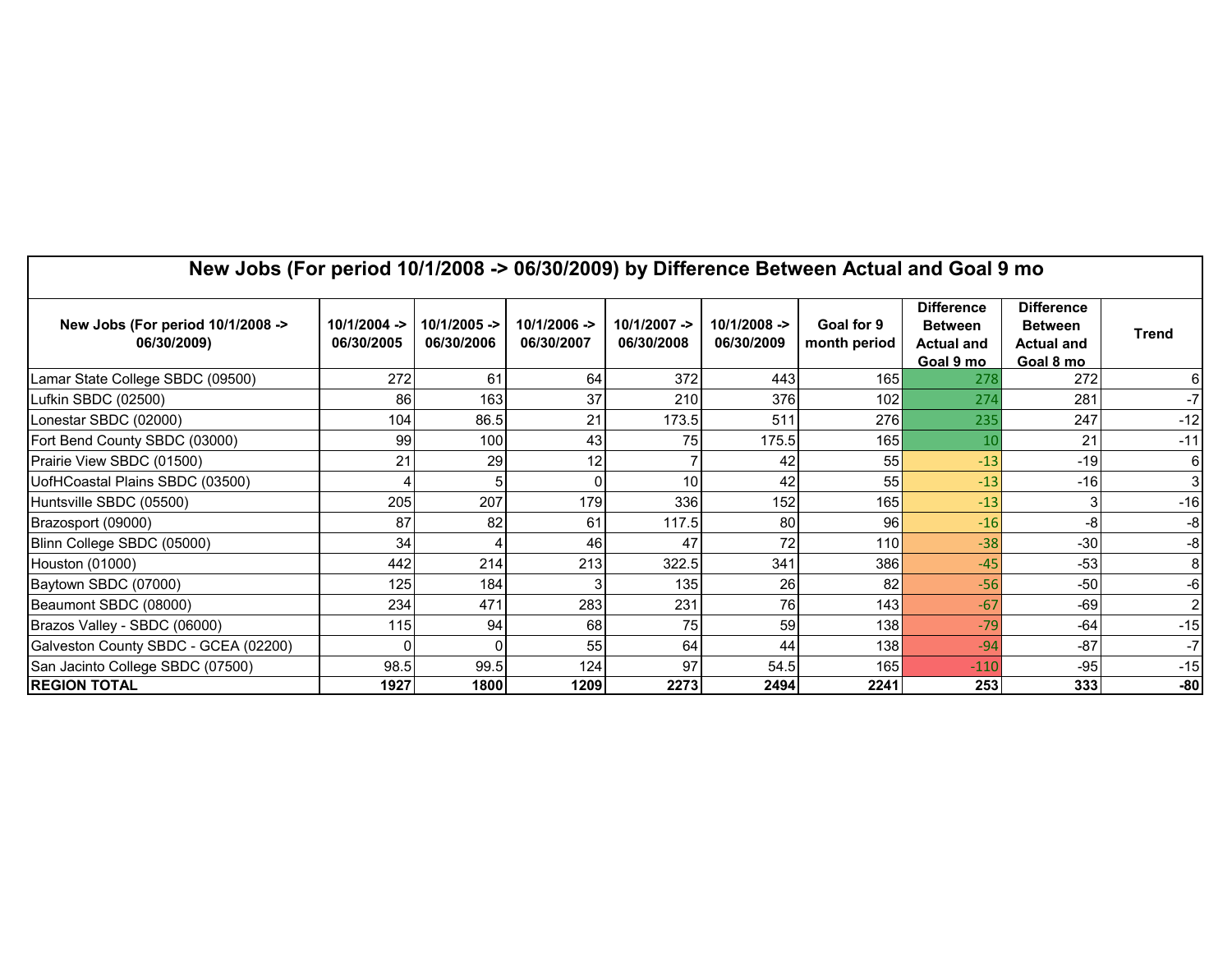## New Jobs (For period 10/1/2008 -> 06/30/2009) by Difference Between Actual and Goal 9 mo

| New Jobs (For period 10/1/2008 -> 06/30/2009) | 10/1/2004 -> 06/30/2005 | 10/1/2005 -> 06/30/2006 | 10/1/2006 -> 06/30/2007 | 10/1/2007 -> 06/30/2008 | 10/1/2008 -> 06/30/2009 | Goal for 9 month period | Difference Between Actual and Goal 9 mo | Difference Between Actual and Goal 8 mo | Trend |
|---|---|---|---|---|---|---|---|---|---|
| Lamar State College SBDC (09500) | 272 | 61 | 64 | 372 | 443 | 165 | 278 | 272 | 6 |
| Lufkin SBDC (02500) | 86 | 163 | 37 | 210 | 376 | 102 | 274 | 281 | -7 |
| Lonestar SBDC (02000) | 104 | 86.5 | 21 | 173.5 | 511 | 276 | 235 | 247 | -12 |
| Fort Bend County SBDC (03000) | 99 | 100 | 43 | 75 | 175.5 | 165 | 10 | 21 | -11 |
| Prairie View SBDC (01500) | 21 | 29 | 12 | 7 | 42 | 55 | -13 | -19 | 6 |
| UofHCoastal Plains SBDC (03500) | 4 | 5 | 0 | 10 | 42 | 55 | -13 | -16 | 3 |
| Huntsville SBDC (05500) | 205 | 207 | 179 | 336 | 152 | 165 | -13 | 3 | -16 |
| Brazosport (09000) | 87 | 82 | 61 | 117.5 | 80 | 96 | -16 | -8 | -8 |
| Blinn College SBDC (05000) | 34 | 4 | 46 | 47 | 72 | 110 | -38 | -30 | -8 |
| Houston (01000) | 442 | 214 | 213 | 322.5 | 341 | 386 | -45 | -53 | 8 |
| Baytown SBDC (07000) | 125 | 184 | 3 | 135 | 26 | 82 | -56 | -50 | -6 |
| Beaumont SBDC (08000) | 234 | 471 | 283 | 231 | 76 | 143 | -67 | -69 | 2 |
| Brazos Valley - SBDC (06000) | 115 | 94 | 68 | 75 | 59 | 138 | -79 | -64 | -15 |
| Galveston County SBDC - GCEA (02200) | 0 | 0 | 55 | 64 | 44 | 138 | -94 | -87 | -7 |
| San Jacinto College SBDC (07500) | 98.5 | 99.5 | 124 | 97 | 54.5 | 165 | -110 | -95 | -15 |
| **REGION TOTAL** | **1927** | **1800** | **1209** | **2273** | **2494** | **2241** | **253** | **333** | **-80** |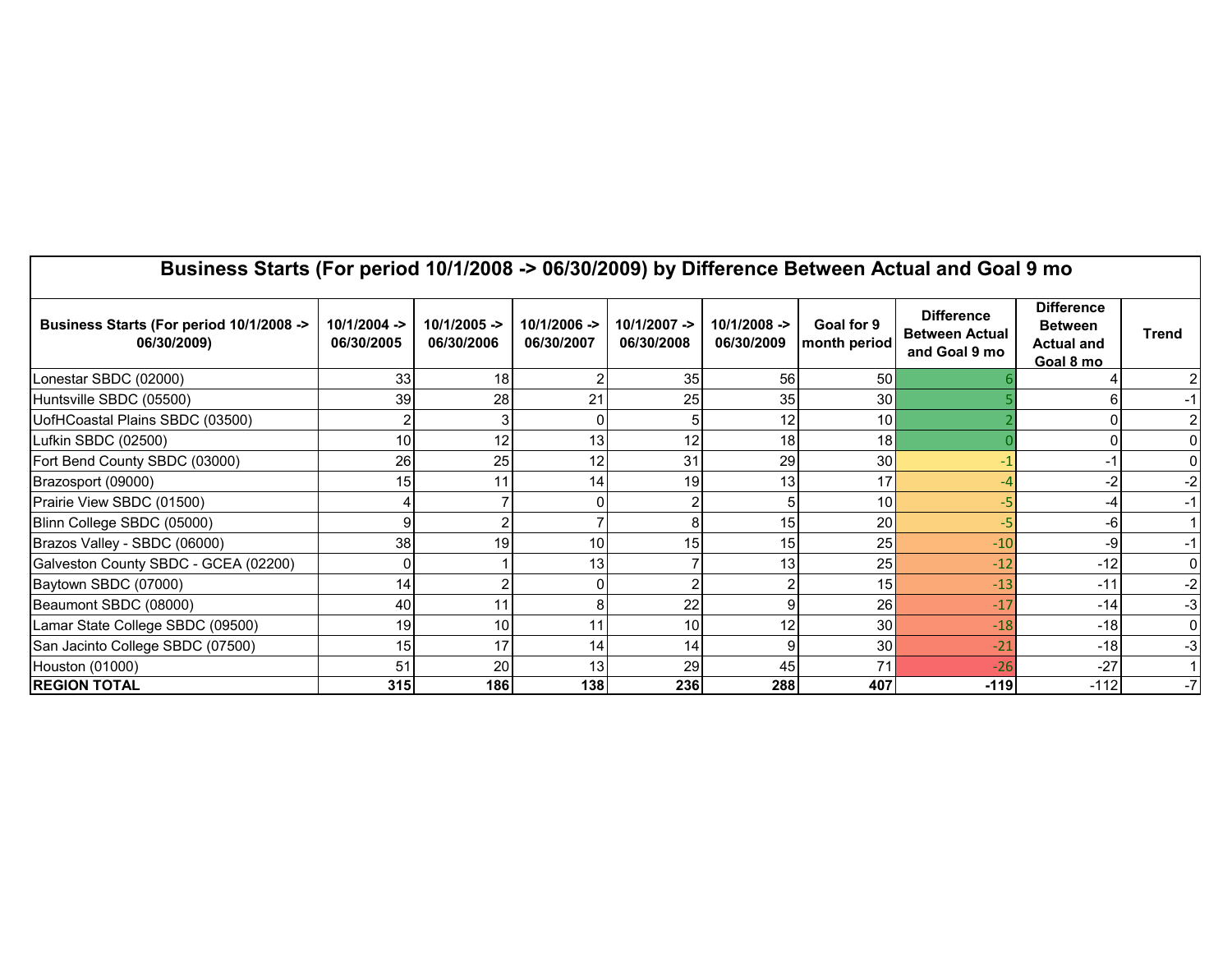# Business Starts (For period 10/1/2008 -> 06/30/2009) by Difference Between Actual and Goal 9 mo

| Business Starts (For period 10/1/2008 -> 06/30/2009) | 10/1/2004 -> 06/30/2005 | 10/1/2005 -> 06/30/2006 | 10/1/2006 -> 06/30/2007 | 10/1/2007 -> 06/30/2008 | 10/1/2008 -> 06/30/2009 | Goal for 9 month period | Difference Between Actual and Goal 9 mo | Difference Between Actual and Goal 8 mo | Trend |
|---|---|---|---|---|---|---|---|---|---|
| Lonestar SBDC (02000) | 33 | 18 | 2 | 35 | 56 | 50 | 6 | 4 | 2 |
| Huntsville SBDC (05500) | 39 | 28 | 21 | 25 | 35 | 30 | 5 | 6 | -1 |
| UofHCoastal Plains SBDC (03500) | 2 | 3 | 0 | 5 | 12 | 10 | 2 | 0 | 2 |
| Lufkin SBDC (02500) | 10 | 12 | 13 | 12 | 18 | 18 | 0 | 0 | 0 |
| Fort Bend County SBDC (03000) | 26 | 25 | 12 | 31 | 29 | 30 | -1 | -1 | 0 |
| Brazosport (09000) | 15 | 11 | 14 | 19 | 13 | 17 | -4 | -2 | -2 |
| Prairie View SBDC (01500) | 4 | 7 | 0 | 2 | 5 | 10 | -5 | -4 | -1 |
| Blinn College SBDC (05000) | 9 | 2 | 7 | 8 | 15 | 20 | -5 | -6 | 1 |
| Brazos Valley - SBDC (06000) | 38 | 19 | 10 | 15 | 15 | 25 | -10 | -9 | -1 |
| Galveston County SBDC - GCEA (02200) | 0 | 1 | 13 | 7 | 13 | 25 | -12 | -12 | 0 |
| Baytown SBDC (07000) | 14 | 2 | 0 | 2 | 2 | 15 | -13 | -11 | -2 |
| Beaumont SBDC (08000) | 40 | 11 | 8 | 22 | 9 | 26 | -17 | -14 | -3 |
| Lamar State College SBDC (09500) | 19 | 10 | 11 | 10 | 12 | 30 | -18 | -18 | 0 |
| San Jacinto College SBDC (07500) | 15 | 17 | 14 | 14 | 9 | 30 | -21 | -18 | -3 |
| Houston (01000) | 51 | 20 | 13 | 29 | 45 | 71 | -26 | -27 | 1 |
| **REGION TOTAL** | **315** | **186** | **138** | **236** | **288** | **407** | **-119** | -112 | -7 |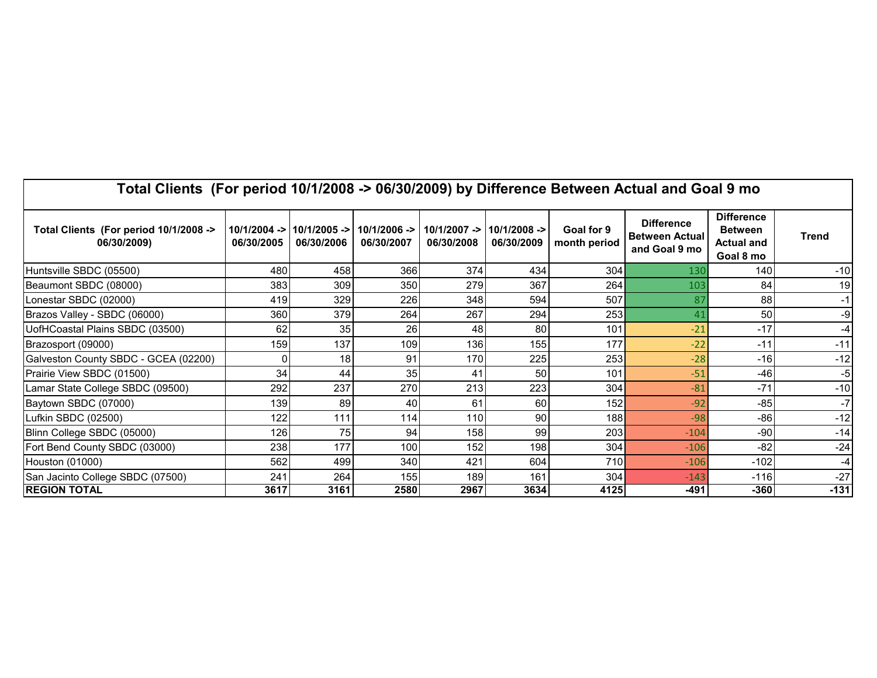**Total Clients (For period 10/1/2008 -> 06/30/2009) by Difference Between Actual and Goal 9 mo**

| Total Clients (For period 10/1/2008 -> 06/30/2009) | 10/1/2004 -> 06/30/2005 | 10/1/2005 -> 06/30/2006 | 10/1/2006 -> 06/30/2007 | 10/1/2007 -> 06/30/2008 | 10/1/2008 -> 06/30/2009 | Goal for 9 month period | Difference Between Actual and Goal 9 mo | Difference Between Actual and Goal 8 mo | Trend |
|---|---|---|---|---|---|---|---|---|---|
| Huntsville SBDC (05500) | 480 | 458 | 366 | 374 | 434 | 304 | 130 | 140 | -10 |
| Beaumont SBDC (08000) | 383 | 309 | 350 | 279 | 367 | 264 | 103 | 84 | 19 |
| Lonestar SBDC (02000) | 419 | 329 | 226 | 348 | 594 | 507 | 87 | 88 | -1 |
| Brazos Valley - SBDC (06000) | 360 | 379 | 264 | 267 | 294 | 253 | 41 | 50 | -9 |
| UofHCoastal Plains SBDC (03500) | 62 | 35 | 26 | 48 | 80 | 101 | -21 | -17 | -4 |
| Brazosport (09000) | 159 | 137 | 109 | 136 | 155 | 177 | -22 | -11 | -11 |
| Galveston County SBDC - GCEA (02200) | 0 | 18 | 91 | 170 | 225 | 253 | -28 | -16 | -12 |
| Prairie View SBDC (01500) | 34 | 44 | 35 | 41 | 50 | 101 | -51 | -46 | -5 |
| Lamar State College SBDC (09500) | 292 | 237 | 270 | 213 | 223 | 304 | -81 | -71 | -10 |
| Baytown SBDC (07000) | 139 | 89 | 40 | 61 | 60 | 152 | -92 | -85 | -7 |
| Lufkin SBDC (02500) | 122 | 111 | 114 | 110 | 90 | 188 | -98 | -86 | -12 |
| Blinn College SBDC (05000) | 126 | 75 | 94 | 158 | 99 | 203 | -104 | -90 | -14 |
| Fort Bend County SBDC (03000) | 238 | 177 | 100 | 152 | 198 | 304 | -106 | -82 | -24 |
| Houston (01000) | 562 | 499 | 340 | 421 | 604 | 710 | -106 | -102 | -4 |
| San Jacinto College SBDC (07500) | 241 | 264 | 155 | 189 | 161 | 304 | -143 | -116 | -27 |
| **REGION TOTAL** | **3617** | **3161** | **2580** | **2967** | **3634** | **4125** | **-491** | **-360** | **-131** |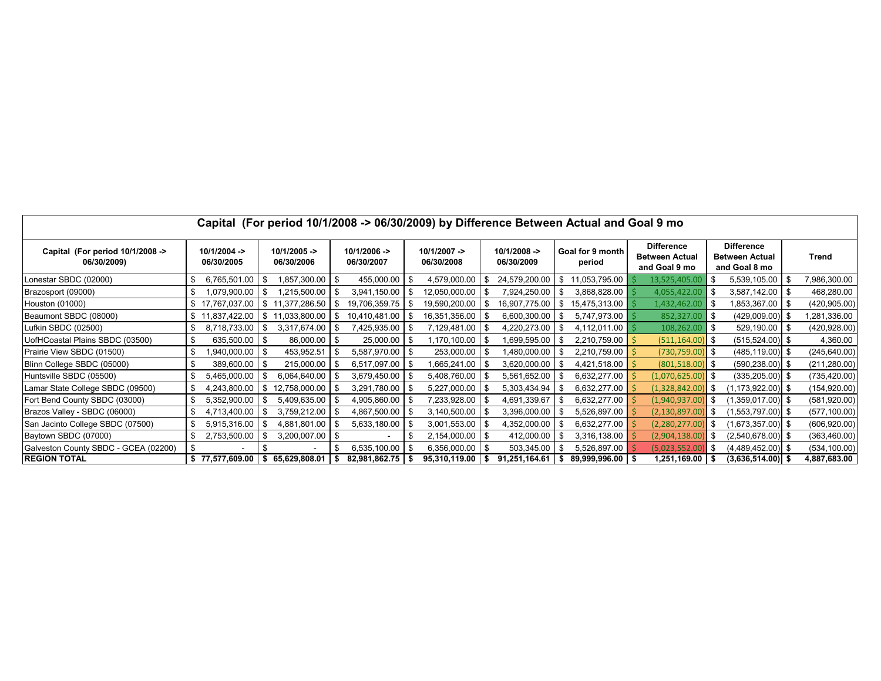## Capital (For period 10/1/2008 -> 06/30/2009) by Difference Between Actual and Goal 9 mo

| Capital (For period 10/1/2008 -> 06/30/2009) | 10/1/2004 -> 06/30/2005 | 10/1/2005 -> 06/30/2006 | 10/1/2006 -> 06/30/2007 | 10/1/2007 -> 06/30/2008 | 10/1/2008 -> 06/30/2009 | Goal for 9 month period | Difference Between Actual and Goal 9 mo | Difference Between Actual and Goal 8 mo | Trend |
|---|---|---|---|---|---|---|---|---|---|
| Lonestar SBDC (02000) | $ 6,765,501.00 | $ 1,857,300.00 | $ 455,000.00 | $ 4,579,000.00 | $ 24,579,200.00 | $ 11,053,795.00 | $ 13,525,405.00 | $ 5,539,105.00 | $ 7,986,300.00 |
| Brazosport (09000) | $ 1,079,900.00 | $ 1,215,500.00 | $ 3,941,150.00 | $ 12,050,000.00 | $ 7,924,250.00 | $ 3,868,828.00 | $ 4,055,422.00 | $ 3,587,142.00 | $ 468,280.00 |
| Houston (01000) | $ 17,767,037.00 | $ 11,377,286.50 | $ 19,706,359.75 | $ 19,590,200.00 | $ 16,907,775.00 | $ 15,475,313.00 | $ 1,432,462.00 | $ 1,853,367.00 | $ (420,905.00) |
| Beaumont SBDC (08000) | $ 11,837,422.00 | $ 11,033,800.00 | $ 10,410,481.00 | $ 16,351,356.00 | $ 6,600,300.00 | $ 5,747,973.00 | $ 852,327.00 | $ (429,009.00) | $ 1,281,336.00 |
| Lufkin SBDC (02500) | $ 8,718,733.00 | $ 3,317,674.00 | $ 7,425,935.00 | $ 7,129,481.00 | $ 4,220,273.00 | $ 4,112,011.00 | $ 108,262.00 | $ 529,190.00 | $ (420,928.00) |
| UofHCoastal Plains SBDC (03500) | $ 635,500.00 | $ 86,000.00 | $ 25,000.00 | $ 1,170,100.00 | $ 1,699,595.00 | $ 2,210,759.00 | $ (511,164.00) | $ (515,524.00) | $ 4,360.00 |
| Prairie View SBDC (01500) | $ 1,940,000.00 | $ 453,952.51 | $ 5,587,970.00 | $ 253,000.00 | $ 1,480,000.00 | $ 2,210,759.00 | $ (730,759.00) | $ (485,119.00) | $ (245,640.00) |
| Blinn College SBDC (05000) | $ 389,600.00 | $ 215,000.00 | $ 6,517,097.00 | $ 1,665,241.00 | $ 3,620,000.00 | $ 4,421,518.00 | $ (801,518.00) | $ (590,238.00) | $ (211,280.00) |
| Huntsville SBDC (05500) | $ 5,465,000.00 | $ 6,064,640.00 | $ 3,679,450.00 | $ 5,408,760.00 | $ 5,561,652.00 | $ 6,632,277.00 | $ (1,070,625.00) | $ (335,205.00) | $ (735,420.00) |
| Lamar State College SBDC (09500) | $ 4,243,800.00 | $ 12,758,000.00 | $ 3,291,780.00 | $ 5,227,000.00 | $ 5,303,434.94 | $ 6,632,277.00 | $ (1,328,842.00) | $ (1,173,922.00) | $ (154,920.00) |
| Fort Bend County SBDC (03000) | $ 5,352,900.00 | $ 5,409,635.00 | $ 4,905,860.00 | $ 7,233,928.00 | $ 4,691,339.67 | $ 6,632,277.00 | $ (1,940,937.00) | $ (1,359,017.00) | $ (581,920.00) |
| Brazos Valley - SBDC (06000) | $ 4,713,400.00 | $ 3,759,212.00 | $ 4,867,500.00 | $ 3,140,500.00 | $ 3,396,000.00 | $ 5,526,897.00 | $ (2,130,897.00) | $ (1,553,797.00) | $ (577,100.00) |
| San Jacinto College SBDC (07500) | $ 5,915,316.00 | $ 4,881,801.00 | $ 5,633,180.00 | $ 3,001,553.00 | $ 4,352,000.00 | $ 6,632,277.00 | $ (2,280,277.00) | $ (1,673,357.00) | $ (606,920.00) |
| Baytown SBDC (07000) | $ 2,753,500.00 | $ 3,200,007.00 | $ - | $ 2,154,000.00 | $ 412,000.00 | $ 3,316,138.00 | $ (2,904,138.00) | $ (2,540,678.00) | $ (363,460.00) |
| Galveston County SBDC - GCEA (02200) | $ - | $ - | $ 6,535,100.00 | $ 6,356,000.00 | $ 503,345.00 | $ 5,526,897.00 | $ (5,023,552.00) | $ (4,489,452.00) | $ (534,100.00) |
| **REGION TOTAL** | **$ 77,577,609.00** | **$ 65,629,808.01** | **$ 82,981,862.75** | **$ 95,310,119.00** | **$ 91,251,164.61** | **$ 89,999,996.00** | **$ 1,251,169.00** | **$ (3,636,514.00)** | **$ 4,887,683.00** |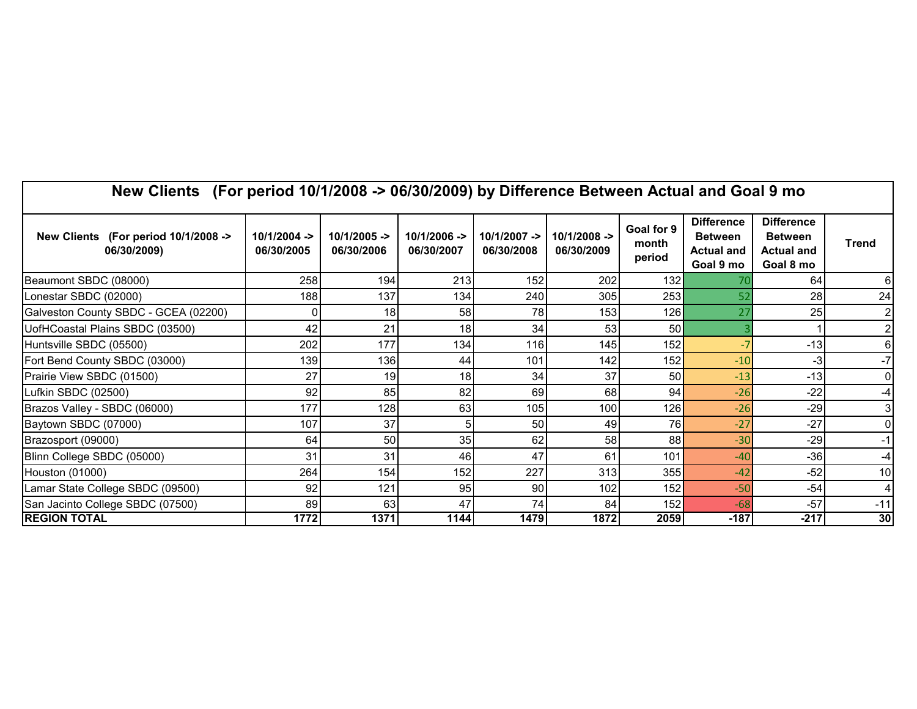# New Clients (For period 10/1/2008 -> 06/30/2009) by Difference Between Actual and Goal 9 mo

| New Clients (For period 10/1/2008 -> 06/30/2009) | 10/1/2004 -> 06/30/2005 | 10/1/2005 -> 06/30/2006 | 10/1/2006 -> 06/30/2007 | 10/1/2007 -> 06/30/2008 | 10/1/2008 -> 06/30/2009 | Goal for 9 month period | Difference Between Actual and Goal 9 mo | Difference Between Actual and Goal 8 mo | Trend |
|---|---|---|---|---|---|---|---|---|---|
| Beaumont SBDC (08000) | 258 | 194 | 213 | 152 | 202 | 132 | 70 | 64 | 6 |
| Lonestar SBDC (02000) | 188 | 137 | 134 | 240 | 305 | 253 | 52 | 28 | 24 |
| Galveston County SBDC - GCEA (02200) | 0 | 18 | 58 | 78 | 153 | 126 | 27 | 25 | 2 |
| UofHCoastal Plains SBDC (03500) | 42 | 21 | 18 | 34 | 53 | 50 | 3 | 1 | 2 |
| Huntsville SBDC (05500) | 202 | 177 | 134 | 116 | 145 | 152 | -7 | -13 | 6 |
| Fort Bend County SBDC (03000) | 139 | 136 | 44 | 101 | 142 | 152 | -10 | -3 | -7 |
| Prairie View SBDC (01500) | 27 | 19 | 18 | 34 | 37 | 50 | -13 | -13 | 0 |
| Lufkin SBDC (02500) | 92 | 85 | 82 | 69 | 68 | 94 | -26 | -22 | -4 |
| Brazos Valley - SBDC (06000) | 177 | 128 | 63 | 105 | 100 | 126 | -26 | -29 | 3 |
| Baytown SBDC (07000) | 107 | 37 | 5 | 50 | 49 | 76 | -27 | -27 | 0 |
| Brazosport (09000) | 64 | 50 | 35 | 62 | 58 | 88 | -30 | -29 | -1 |
| Blinn College SBDC (05000) | 31 | 31 | 46 | 47 | 61 | 101 | -40 | -36 | -4 |
| Houston (01000) | 264 | 154 | 152 | 227 | 313 | 355 | -42 | -52 | 10 |
| Lamar State College SBDC (09500) | 92 | 121 | 95 | 90 | 102 | 152 | -50 | -54 | 4 |
| San Jacinto College SBDC (07500) | 89 | 63 | 47 | 74 | 84 | 152 | -68 | -57 | -11 |
| **REGION TOTAL** | **1772** | **1371** | **1144** | **1479** | **1872** | **2059** | **-187** | **-217** | **30** |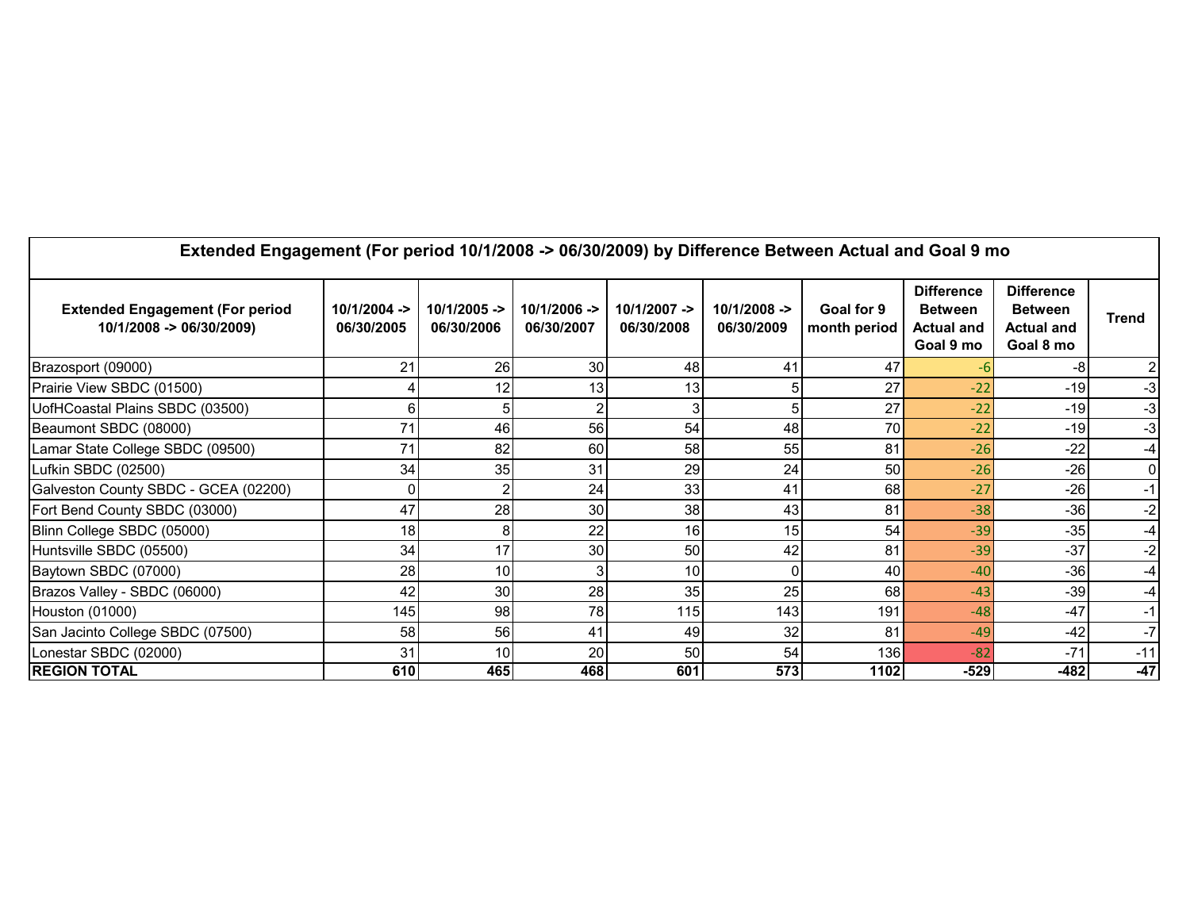| Extended Engagement (For period 10/1/2008 -> 06/30/2009) by Difference Between Actual and Goal 9 mo | | | | | | | | | |
|---|---|---|---|---|---|---|---|---|---|
| **Extended Engagement (For period 10/1/2008 -> 06/30/2009)** | **10/1/2004 -> 06/30/2005** | **10/1/2005 -> 06/30/2006** | **10/1/2006 -> 06/30/2007** | **10/1/2007 -> 06/30/2008** | **10/1/2008 -> 06/30/2009** | **Goal for 9 month period** | **Difference Between Actual and Goal 9 mo** | **Difference Between Actual and Goal 8 mo** | **Trend** |
| Brazosport (09000) | 21 | 26 | 30 | 48 | 41 | 47 | -6 | -8 | 2 |
| Prairie View SBDC (01500) | 4 | 12 | 13 | 13 | 5 | 27 | -22 | -19 | -3 |
| UofHCoastal Plains SBDC (03500) | 6 | 5 | 2 | 3 | 5 | 27 | -22 | -19 | -3 |
| Beaumont SBDC (08000) | 71 | 46 | 56 | 54 | 48 | 70 | -22 | -19 | -3 |
| Lamar State College SBDC (09500) | 71 | 82 | 60 | 58 | 55 | 81 | -26 | -22 | -4 |
| Lufkin SBDC (02500) | 34 | 35 | 31 | 29 | 24 | 50 | -26 | -26 | 0 |
| Galveston County SBDC - GCEA (02200) | 0 | 2 | 24 | 33 | 41 | 68 | -27 | -26 | -1 |
| Fort Bend County SBDC (03000) | 47 | 28 | 30 | 38 | 43 | 81 | -38 | -36 | -2 |
| Blinn College SBDC (05000) | 18 | 8 | 22 | 16 | 15 | 54 | -39 | -35 | -4 |
| Huntsville SBDC (05500) | 34 | 17 | 30 | 50 | 42 | 81 | -39 | -37 | -2 |
| Baytown SBDC (07000) | 28 | 10 | 3 | 10 | 0 | 40 | -40 | -36 | -4 |
| Brazos Valley - SBDC (06000) | 42 | 30 | 28 | 35 | 25 | 68 | -43 | -39 | -4 |
| Houston (01000) | 145 | 98 | 78 | 115 | 143 | 191 | -48 | -47 | -1 |
| San Jacinto College SBDC (07500) | 58 | 56 | 41 | 49 | 32 | 81 | -49 | -42 | -7 |
| Lonestar SBDC (02000) | 31 | 10 | 20 | 50 | 54 | 136 | -82 | -71 | -11 |
| **REGION TOTAL** | **610** | **465** | **468** | **601** | **573** | **1102** | **-529** | **-482** | **-47** |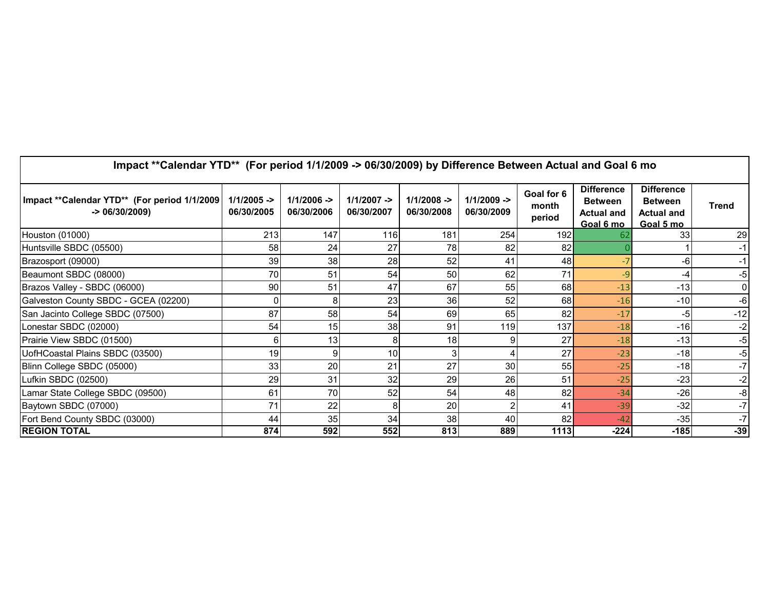**Impact **Calendar YTD**  (For period 1/1/2009 -> 06/30/2009) by Difference Between Actual and Goal 6 mo**

| Impact **Calendar YTD**  (For period 1/1/2009 -> 06/30/2009) | 1/1/2005 -> 06/30/2005 | 1/1/2006 -> 06/30/2006 | 1/1/2007 -> 06/30/2007 | 1/1/2008 -> 06/30/2008 | 1/1/2009 -> 06/30/2009 | Goal for 6 month period | Difference Between Actual and Goal 6 mo | Difference Between Actual and Goal 5 mo | Trend |
|---|---|---|---|---|---|---|---|---|---|
| Houston (01000) | 213 | 147 | 116 | 181 | 254 | 192 | 62 | 33 | 29 |
| Huntsville SBDC (05500) | 58 | 24 | 27 | 78 | 82 | 82 | 0 | 1 | -1 |
| Brazosport (09000) | 39 | 38 | 28 | 52 | 41 | 48 | -7 | -6 | -1 |
| Beaumont SBDC (08000) | 70 | 51 | 54 | 50 | 62 | 71 | -9 | -4 | -5 |
| Brazos Valley - SBDC (06000) | 90 | 51 | 47 | 67 | 55 | 68 | -13 | -13 | 0 |
| Galveston County SBDC - GCEA (02200) | 0 | 8 | 23 | 36 | 52 | 68 | -16 | -10 | -6 |
| San Jacinto College SBDC (07500) | 87 | 58 | 54 | 69 | 65 | 82 | -17 | -5 | -12 |
| Lonestar SBDC (02000) | 54 | 15 | 38 | 91 | 119 | 137 | -18 | -16 | -2 |
| Prairie View SBDC (01500) | 6 | 13 | 8 | 18 | 9 | 27 | -18 | -13 | -5 |
| UofHCoastal Plains SBDC (03500) | 19 | 9 | 10 | 3 | 4 | 27 | -23 | -18 | -5 |
| Blinn College SBDC (05000) | 33 | 20 | 21 | 27 | 30 | 55 | -25 | -18 | -7 |
| Lufkin SBDC (02500) | 29 | 31 | 32 | 29 | 26 | 51 | -25 | -23 | -2 |
| Lamar State College SBDC (09500) | 61 | 70 | 52 | 54 | 48 | 82 | -34 | -26 | -8 |
| Baytown SBDC (07000) | 71 | 22 | 8 | 20 | 2 | 41 | -39 | -32 | -7 |
| Fort Bend County SBDC (03000) | 44 | 35 | 34 | 38 | 40 | 82 | -42 | -35 | -7 |
| **REGION TOTAL** | **874** | **592** | **552** | **813** | **889** | **1113** | **-224** | **-185** | **-39** |